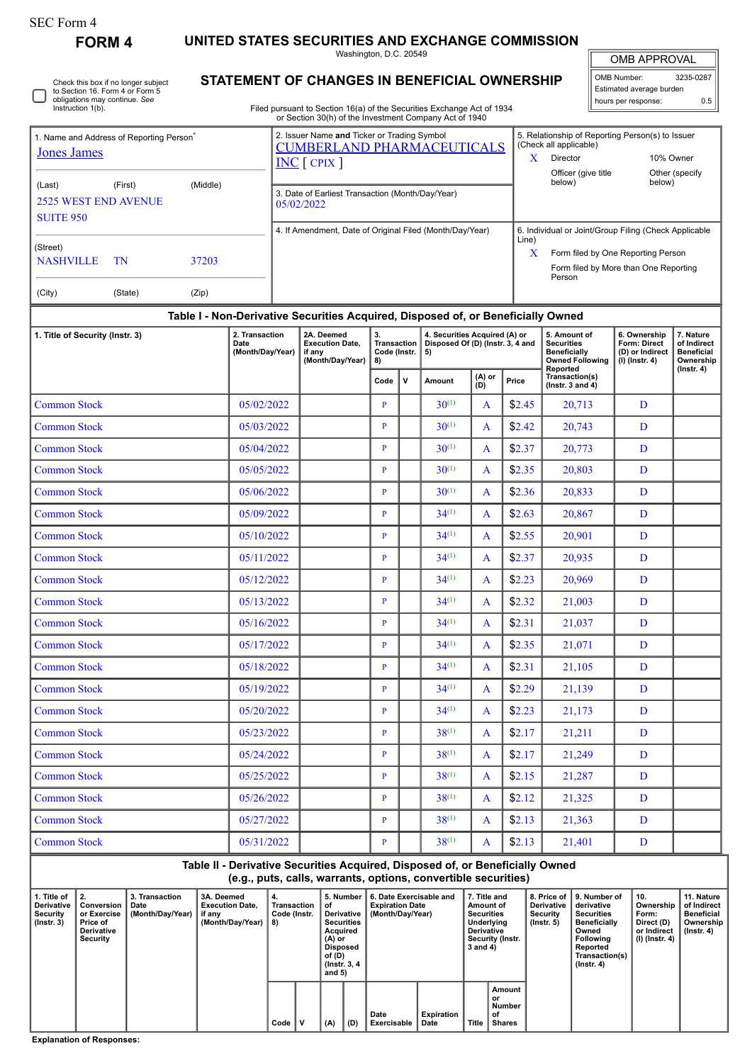SEC Form 4

**FORM 4**

# UNITED STATES SECURITIES AND EXCHANGE COMMISSION

Washington, D.C. 20549

## STATEMENT OF CHANGES IN BENEFICIAL OWNERSHIP

Filed pursuant to Section 16(a) of the Securities Exchange Act of 1934 or Section 30(h) of the Investment Company Act of 1940

| OMB APPROVAL | |
|---|---|
| OMB Number: | 3235-0287 |
| Estimated average burden | |
| hours per response: | 0.5 |

☐ Check this box if no longer subject to Section 16. Form 4 or Form 5 obligations may continue. *See* Instruction 1(b).

1. Name and Address of Reporting Person*
Jones James

(Last) (First) (Middle)
2525 WEST END AVENUE
SUITE 950

(Street)
NASHVILLE TN 37203

(City) (State) (Zip)

2. Issuer Name **and** Ticker or Trading Symbol
CUMBERLAND PHARMACEUTICALS INC [ CPIX ]

3. Date of Earliest Transaction (Month/Day/Year)
05/02/2022

4. If Amendment, Date of Original Filed (Month/Day/Year)

5. Relationship of Reporting Person(s) to Issuer (Check all applicable)
X Director
10% Owner
Officer (give title below)
Other (specify below)

6. Individual or Joint/Group Filing (Check Applicable Line)
X Form filed by One Reporting Person
Form filed by More than One Reporting Person

### Table I - Non-Derivative Securities Acquired, Disposed of, or Beneficially Owned

| 1. Title of Security (Instr. 3) | 2. Transaction Date (Month/Day/Year) | 2A. Deemed Execution Date, if any (Month/Day/Year) | 3. Transaction Code (Instr. 8) | | 4. Securities Acquired (A) or Disposed Of (D) (Instr. 3, 4 and 5) | | | 5. Amount of Securities Beneficially Owned Following Reported Transaction(s) (Instr. 3 and 4) | 6. Ownership Form: Direct (D) or Indirect (I) (Instr. 4) | 7. Nature of Indirect Beneficial Ownership (Instr. 4) |
|---|---|---|---|---|---|---|---|---|---|---|
| | | | Code | V | Amount | (A) or (D) | Price | | | |
| Common Stock | 05/02/2022 | | P | | 30[(1)] | A | $2.45 | 20,713 | D | |
| Common Stock | 05/03/2022 | | P | | 30[(1)] | A | $2.42 | 20,743 | D | |
| Common Stock | 05/04/2022 | | P | | 30[(1)] | A | $2.37 | 20,773 | D | |
| Common Stock | 05/05/2022 | | P | | 30[(1)] | A | $2.35 | 20,803 | D | |
| Common Stock | 05/06/2022 | | P | | 30[(1)] | A | $2.36 | 20,833 | D | |
| Common Stock | 05/09/2022 | | P | | 34[(1)] | A | $2.63 | 20,867 | D | |
| Common Stock | 05/10/2022 | | P | | 34[(1)] | A | $2.55 | 20,901 | D | |
| Common Stock | 05/11/2022 | | P | | 34[(1)] | A | $2.37 | 20,935 | D | |
| Common Stock | 05/12/2022 | | P | | 34[(1)] | A | $2.23 | 20,969 | D | |
| Common Stock | 05/13/2022 | | P | | 34[(1)] | A | $2.32 | 21,003 | D | |
| Common Stock | 05/16/2022 | | P | | 34[(1)] | A | $2.31 | 21,037 | D | |
| Common Stock | 05/17/2022 | | P | | 34[(1)] | A | $2.35 | 21,071 | D | |
| Common Stock | 05/18/2022 | | P | | 34[(1)] | A | $2.31 | 21,105 | D | |
| Common Stock | 05/19/2022 | | P | | 34[(1)] | A | $2.29 | 21,139 | D | |
| Common Stock | 05/20/2022 | | P | | 34[(1)] | A | $2.23 | 21,173 | D | |
| Common Stock | 05/23/2022 | | P | | 38[(1)] | A | $2.17 | 21,211 | D | |
| Common Stock | 05/24/2022 | | P | | 38[(1)] | A | $2.17 | 21,249 | D | |
| Common Stock | 05/25/2022 | | P | | 38[(1)] | A | $2.15 | 21,287 | D | |
| Common Stock | 05/26/2022 | | P | | 38[(1)] | A | $2.12 | 21,325 | D | |
| Common Stock | 05/27/2022 | | P | | 38[(1)] | A | $2.13 | 21,363 | D | |
| Common Stock | 05/31/2022 | | P | | 38[(1)] | A | $2.13 | 21,401 | D | |

### Table II - Derivative Securities Acquired, Disposed of, or Beneficially Owned (e.g., puts, calls, warrants, options, convertible securities)

| 1. Title of Derivative Security (Instr. 3) | 2. Conversion or Exercise Price of Derivative Security | 3. Transaction Date (Month/Day/Year) | 3A. Deemed Execution Date, if any (Month/Day/Year) | 4. Transaction Code (Instr. 8) | | 5. Number of Derivative Securities Acquired (A) or Disposed of (D) (Instr. 3, 4 and 5) | | 6. Date Exercisable and Expiration Date (Month/Day/Year) | | 7. Title and Amount of Securities Underlying Derivative Security (Instr. 3 and 4) | | 8. Price of Derivative Security (Instr. 5) | 9. Number of derivative Securities Beneficially Owned Following Reported Transaction(s) (Instr. 4) | 10. Ownership Form: Direct (D) or Indirect (I) (Instr. 4) | 11. Nature of Indirect Beneficial Ownership (Instr. 4) |
|---|---|---|---|---|---|---|---|---|---|---|---|---|---|---|---|
| | | | | Code | V | (A) | (D) | Date Exercisable | Expiration Date | Title | Amount or Number of Shares | | | | |

**Explanation of Responses:**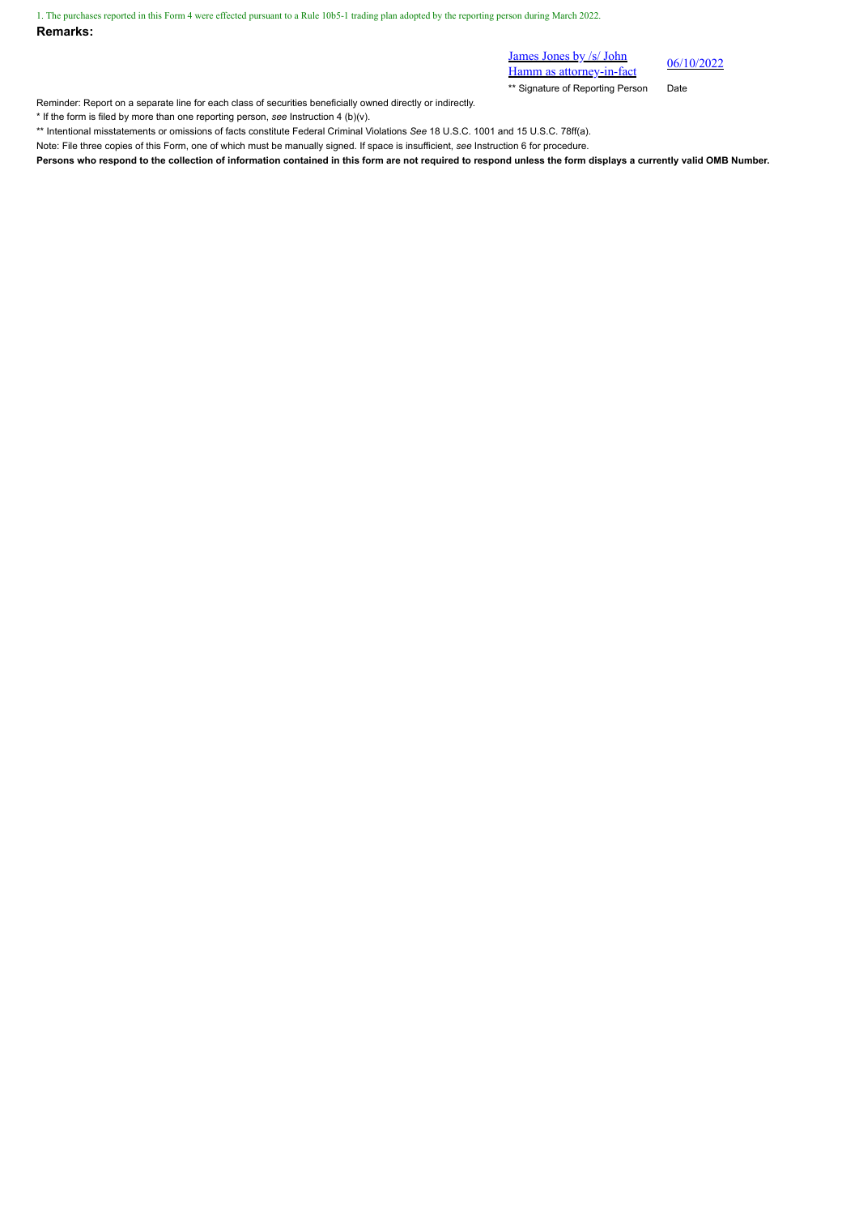1. The purchases reported in this Form 4 were effected pursuant to a Rule 10b5-1 trading plan adopted by the reporting person during March 2022.

**Remarks:**

| | |
|---|---|
| James Jones by /s/ John Hamm as attorney-in-fact | 06/10/2022 |
| ** Signature of Reporting Person | Date |

Reminder: Report on a separate line for each class of securities beneficially owned directly or indirectly.

* If the form is filed by more than one reporting person, *see* Instruction 4 (b)(v).

** Intentional misstatements or omissions of facts constitute Federal Criminal Violations *See* 18 U.S.C. 1001 and 15 U.S.C. 78ff(a).

Note: File three copies of this Form, one of which must be manually signed. If space is insufficient, *see* Instruction 6 for procedure.

**Persons who respond to the collection of information contained in this form are not required to respond unless the form displays a currently valid OMB Number.**